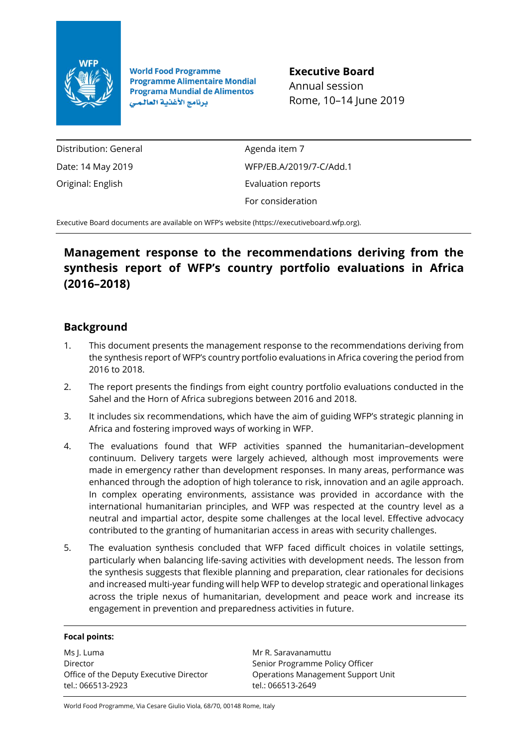World Food Programme
Programme Alimentaire Mondial
Programa Mundial de Alimentos
برنامج الأغذية العالمي

**Executive Board**
Annual session
Rome, 10–14 June 2019

| | |
|---|---|
| Distribution: General | Agenda item 7 |
| Date: 14 May 2019 | WFP/EB.A/2019/7-C/Add.1 |
| Original: English | Evaluation reports |
| | For consideration |

Executive Board documents are available on WFP's website (https://executiveboard.wfp.org).

# Management response to the recommendations deriving from the synthesis report of WFP's country portfolio evaluations in Africa (2016–2018)

## Background

1. This document presents the management response to the recommendations deriving from the synthesis report of WFP's country portfolio evaluations in Africa covering the period from 2016 to 2018.
2. The report presents the findings from eight country portfolio evaluations conducted in the Sahel and the Horn of Africa subregions between 2016 and 2018.
3. It includes six recommendations, which have the aim of guiding WFP's strategic planning in Africa and fostering improved ways of working in WFP.
4. The evaluations found that WFP activities spanned the humanitarian–development continuum. Delivery targets were largely achieved, although most improvements were made in emergency rather than development responses. In many areas, performance was enhanced through the adoption of high tolerance to risk, innovation and an agile approach. In complex operating environments, assistance was provided in accordance with the international humanitarian principles, and WFP was respected at the country level as a neutral and impartial actor, despite some challenges at the local level. Effective advocacy contributed to the granting of humanitarian access in areas with security challenges.
5. The evaluation synthesis concluded that WFP faced difficult choices in volatile settings, particularly when balancing life-saving activities with development needs. The lesson from the synthesis suggests that flexible planning and preparation, clear rationales for decisions and increased multi-year funding will help WFP to develop strategic and operational linkages across the triple nexus of humanitarian, development and peace work and increase its engagement in prevention and preparedness activities in future.

**Focal points:**

| | |
|---|---|
| Ms J. Luma | Mr R. Saravanamuttu |
| Director | Senior Programme Policy Officer |
| Office of the Deputy Executive Director | Operations Management Support Unit |
| tel.: 066513-2923 | tel.: 066513-2649 |

World Food Programme, Via Cesare Giulio Viola, 68/70, 00148 Rome, Italy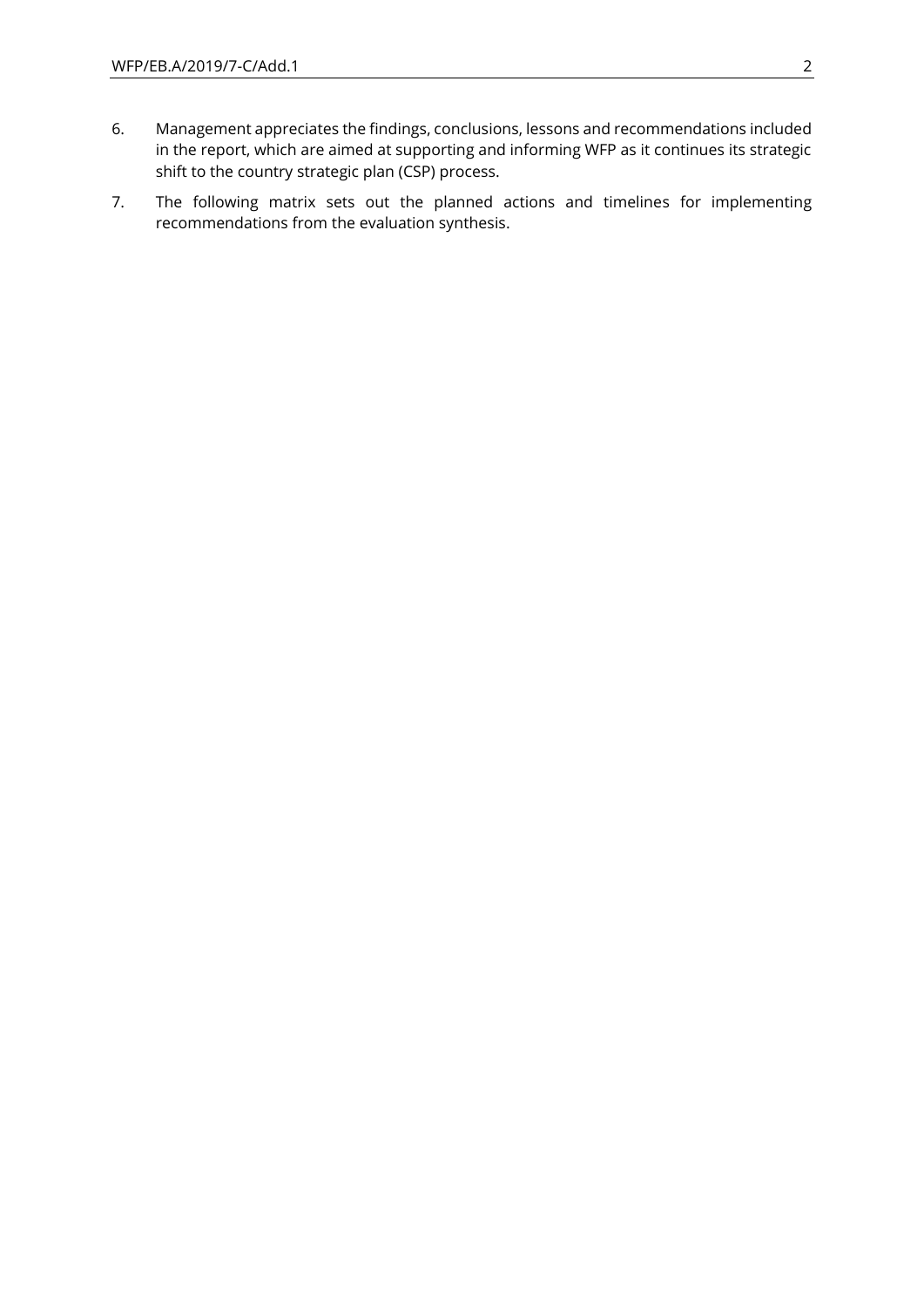6. Management appreciates the findings, conclusions, lessons and recommendations included in the report, which are aimed at supporting and informing WFP as it continues its strategic shift to the country strategic plan (CSP) process.

7. The following matrix sets out the planned actions and timelines for implementing recommendations from the evaluation synthesis.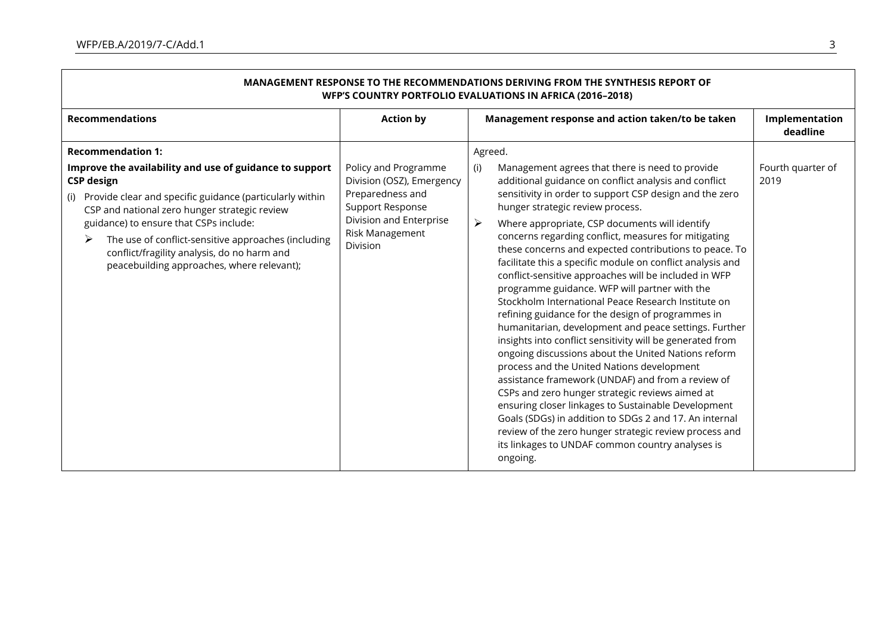| MANAGEMENT RESPONSE TO THE RECOMMENDATIONS DERIVING FROM THE SYNTHESIS REPORT OF WFP'S COUNTRY PORTFOLIO EVALUATIONS IN AFRICA (2016–2018) | | | |
|---|---|---|---|
| **Recommendations** | **Action by** | **Management response and action taken/to be taken** | **Implementation deadline** |
| **Recommendation 1:**<br>**Improve the availability and use of guidance to support CSP design**<br>(i) Provide clear and specific guidance (particularly within CSP and national zero hunger strategic review guidance) to ensure that CSPs include:<br>➢ The use of conflict-sensitive approaches (including conflict/fragility analysis, do no harm and peacebuilding approaches, where relevant); | Policy and Programme Division (OSZ), Emergency Preparedness and Support Response Division and Enterprise Risk Management Division | Agreed.<br>(i) Management agrees that there is need to provide additional guidance on conflict analysis and conflict sensitivity in order to support CSP design and the zero hunger strategic review process.<br>➢ Where appropriate, CSP documents will identify concerns regarding conflict, measures for mitigating these concerns and expected contributions to peace. To facilitate this a specific module on conflict analysis and conflict-sensitive approaches will be included in WFP programme guidance. WFP will partner with the Stockholm International Peace Research Institute on refining guidance for the design of programmes in humanitarian, development and peace settings. Further insights into conflict sensitivity will be generated from ongoing discussions about the United Nations reform process and the United Nations development assistance framework (UNDAF) and from a review of CSPs and zero hunger strategic reviews aimed at ensuring closer linkages to Sustainable Development Goals (SDGs) in addition to SDGs 2 and 17. An internal review of the zero hunger strategic review process and its linkages to UNDAF common country analyses is ongoing. | Fourth quarter of 2019 |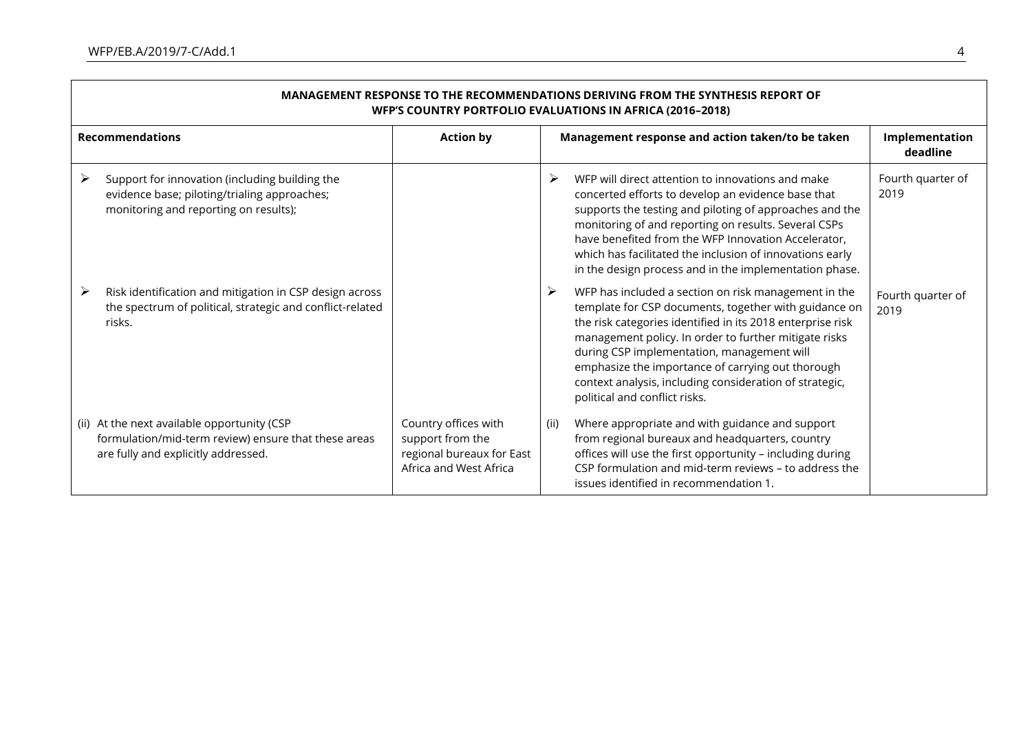| MANAGEMENT RESPONSE TO THE RECOMMENDATIONS DERIVING FROM THE SYNTHESIS REPORT OF WFP'S COUNTRY PORTFOLIO EVALUATIONS IN AFRICA (2016–2018) | | | |
|---|---|---|---|
| **Recommendations** | **Action by** | **Management response and action taken/to be taken** | **Implementation deadline** |
| ➢ Support for innovation (including building the evidence base; piloting/trialing approaches; monitoring and reporting on results); | | ➢ WFP will direct attention to innovations and make concerted efforts to develop an evidence base that supports the testing and piloting of approaches and the monitoring of and reporting on results. Several CSPs have benefited from the WFP Innovation Accelerator, which has facilitated the inclusion of innovations early in the design process and in the implementation phase. | Fourth quarter of 2019 |
| ➢ Risk identification and mitigation in CSP design across the spectrum of political, strategic and conflict-related risks. | | ➢ WFP has included a section on risk management in the template for CSP documents, together with guidance on the risk categories identified in its 2018 enterprise risk management policy. In order to further mitigate risks during CSP implementation, management will emphasize the importance of carrying out thorough context analysis, including consideration of strategic, political and conflict risks. | Fourth quarter of 2019 |
| (ii) At the next available opportunity (CSP formulation/mid-term review) ensure that these areas are fully and explicitly addressed. | Country offices with support from the regional bureaux for East Africa and West Africa | (ii) Where appropriate and with guidance and support from regional bureaux and headquarters, country offices will use the first opportunity – including during CSP formulation and mid-term reviews – to address the issues identified in recommendation 1. | |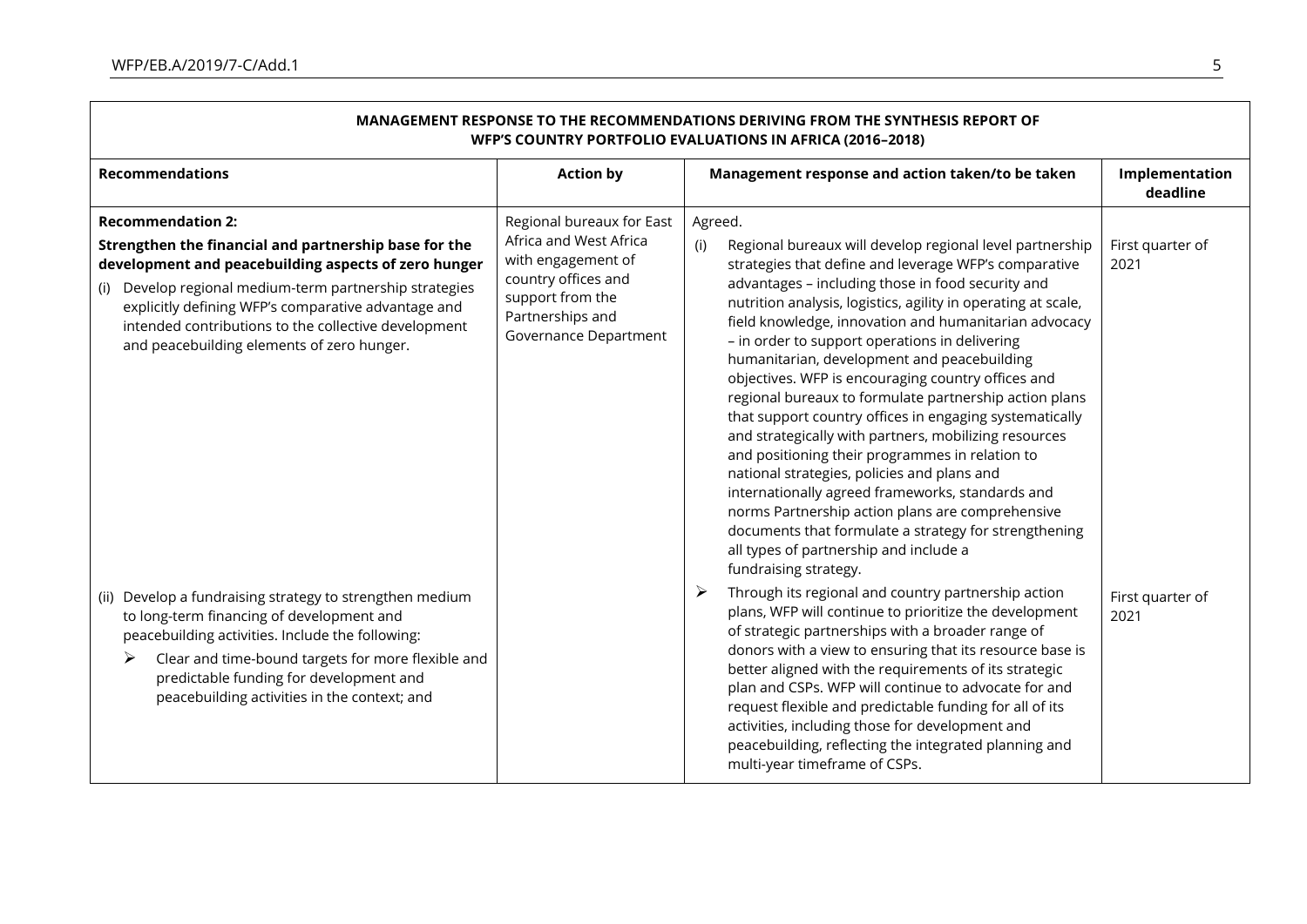| MANAGEMENT RESPONSE TO THE RECOMMENDATIONS DERIVING FROM THE SYNTHESIS REPORT OF WFP'S COUNTRY PORTFOLIO EVALUATIONS IN AFRICA (2016–2018) | | | |
|---|---|---|---|
| **Recommendations** | **Action by** | **Management response and action taken/to be taken** | **Implementation deadline** |
| **Recommendation 2:** **Strengthen the financial and partnership base for the development and peacebuilding aspects of zero hunger** (i) Develop regional medium-term partnership strategies explicitly defining WFP's comparative advantage and intended contributions to the collective development and peacebuilding elements of zero hunger. | Regional bureaux for East Africa and West Africa with engagement of country offices and support from the Partnerships and Governance Department | Agreed. (i) Regional bureaux will develop regional level partnership strategies that define and leverage WFP's comparative advantages – including those in food security and nutrition analysis, logistics, agility in operating at scale, field knowledge, innovation and humanitarian advocacy – in order to support operations in delivering humanitarian, development and peacebuilding objectives. WFP is encouraging country offices and regional bureaux to formulate partnership action plans that support country offices in engaging systematically and strategically with partners, mobilizing resources and positioning their programmes in relation to national strategies, policies and plans and internationally agreed frameworks, standards and norms Partnership action plans are comprehensive documents that formulate a strategy for strengthening all types of partnership and include a fundraising strategy. | First quarter of 2021 |
| (ii) Develop a fundraising strategy to strengthen medium to long-term financing of development and peacebuilding activities. Include the following: ➢ Clear and time-bound targets for more flexible and predictable funding for development and peacebuilding activities in the context; and | | ➢ Through its regional and country partnership action plans, WFP will continue to prioritize the development of strategic partnerships with a broader range of donors with a view to ensuring that its resource base is better aligned with the requirements of its strategic plan and CSPs. WFP will continue to advocate for and request flexible and predictable funding for all of its activities, including those for development and peacebuilding, reflecting the integrated planning and multi-year timeframe of CSPs. | First quarter of 2021 |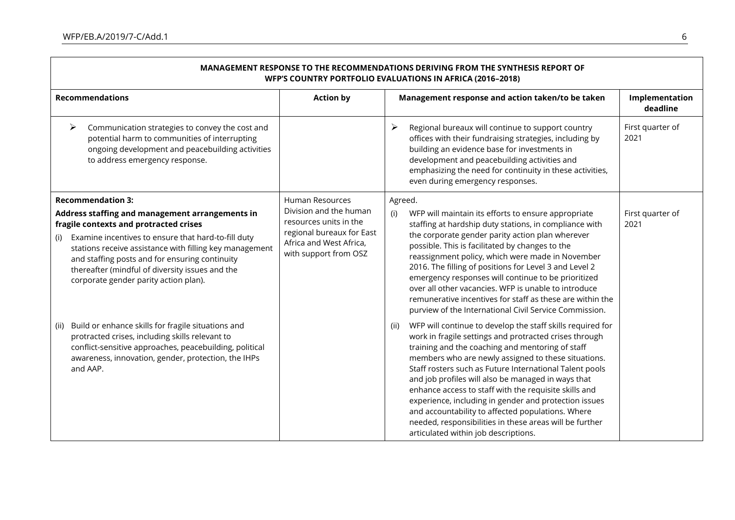| MANAGEMENT RESPONSE TO THE RECOMMENDATIONS DERIVING FROM THE SYNTHESIS REPORT OF WFP'S COUNTRY PORTFOLIO EVALUATIONS IN AFRICA (2016–2018) | | | |
|---|---|---|---|
| **Recommendations** | **Action by** | **Management response and action taken/to be taken** | **Implementation deadline** |
| ➢ Communication strategies to convey the cost and potential harm to communities of interrupting ongoing development and peacebuilding activities to address emergency response. | | ➢ Regional bureaux will continue to support country offices with their fundraising strategies, including by building an evidence base for investments in development and peacebuilding activities and emphasizing the need for continuity in these activities, even during emergency responses. | First quarter of 2021 |
| **Recommendation 3:**<br>**Address staffing and management arrangements in fragile contexts and protracted crises**<br>(i) Examine incentives to ensure that hard-to-fill duty stations receive assistance with filling key management and staffing posts and for ensuring continuity thereafter (mindful of diversity issues and the corporate gender parity action plan).<br><br>(ii) Build or enhance skills for fragile situations and protracted crises, including skills relevant to conflict-sensitive approaches, peacebuilding, political awareness, innovation, gender, protection, the IHPs and AAP. | Human Resources Division and the human resources units in the regional bureaux for East Africa and West Africa, with support from OSZ | Agreed.<br>(i) WFP will maintain its efforts to ensure appropriate staffing at hardship duty stations, in compliance with the corporate gender parity action plan wherever possible. This is facilitated by changes to the reassignment policy, which were made in November 2016. The filling of positions for Level 3 and Level 2 emergency responses will continue to be prioritized over all other vacancies. WFP is unable to introduce remunerative incentives for staff as these are within the purview of the International Civil Service Commission.<br><br>(ii) WFP will continue to develop the staff skills required for work in fragile settings and protracted crises through training and the coaching and mentoring of staff members who are newly assigned to these situations. Staff rosters such as Future International Talent pools and job profiles will also be managed in ways that enhance access to staff with the requisite skills and experience, including in gender and protection issues and accountability to affected populations. Where needed, responsibilities in these areas will be further articulated within job descriptions. | First quarter of 2021 |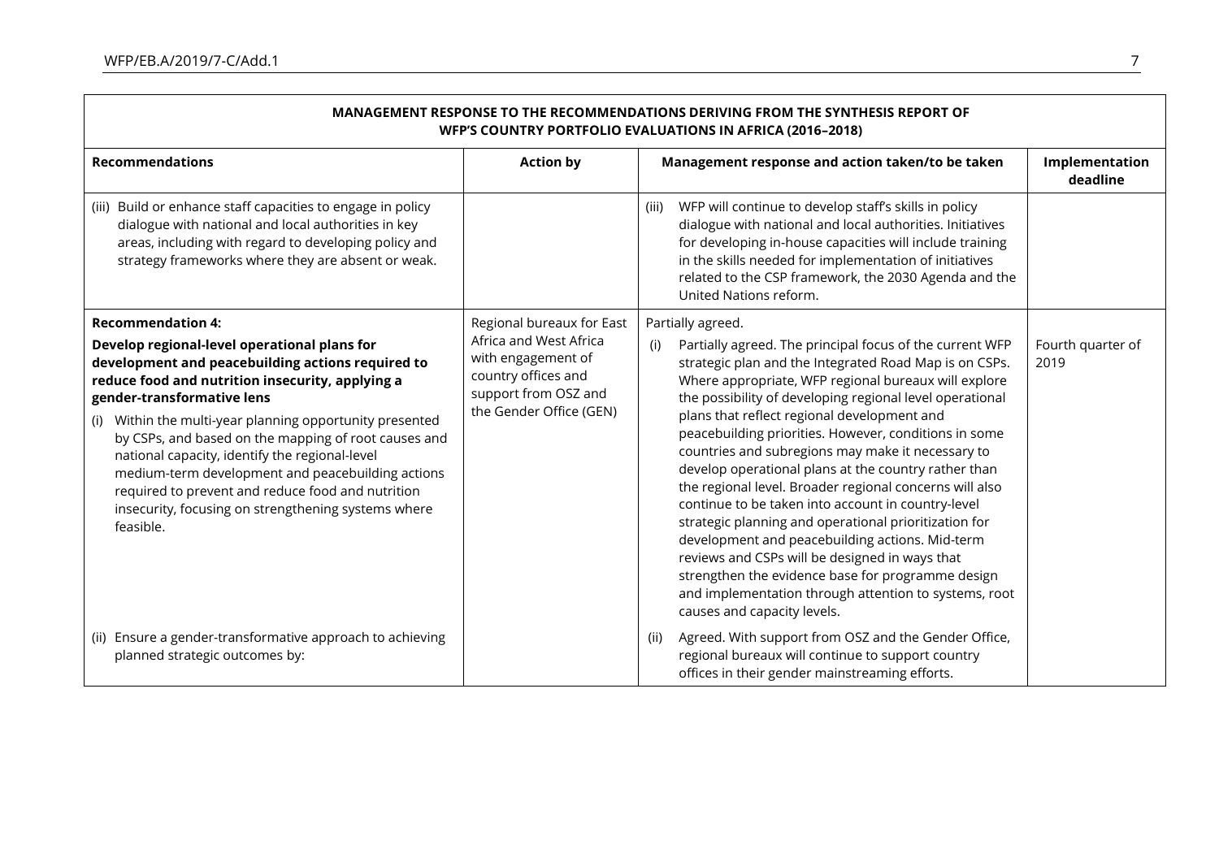| MANAGEMENT RESPONSE TO THE RECOMMENDATIONS DERIVING FROM THE SYNTHESIS REPORT OF WFP'S COUNTRY PORTFOLIO EVALUATIONS IN AFRICA (2016–2018) | | | |
|---|---|---|---|
| **Recommendations** | **Action by** | **Management response and action taken/to be taken** | **Implementation deadline** |
| (iii) Build or enhance staff capacities to engage in policy dialogue with national and local authorities in key areas, including with regard to developing policy and strategy frameworks where they are absent or weak. | | (iii) WFP will continue to develop staff's skills in policy dialogue with national and local authorities. Initiatives for developing in-house capacities will include training in the skills needed for implementation of initiatives related to the CSP framework, the 2030 Agenda and the United Nations reform. | |
| **Recommendation 4:** **Develop regional-level operational plans for development and peacebuilding actions required to reduce food and nutrition insecurity, applying a gender-transformative lens** (i) Within the multi-year planning opportunity presented by CSPs, and based on the mapping of root causes and national capacity, identify the regional-level medium-term development and peacebuilding actions required to prevent and reduce food and nutrition insecurity, focusing on strengthening systems where feasible. | Regional bureaux for East Africa and West Africa with engagement of country offices and support from OSZ and the Gender Office (GEN) | Partially agreed. (i) Partially agreed. The principal focus of the current WFP strategic plan and the Integrated Road Map is on CSPs. Where appropriate, WFP regional bureaux will explore the possibility of developing regional level operational plans that reflect regional development and peacebuilding priorities. However, conditions in some countries and subregions may make it necessary to develop operational plans at the country rather than the regional level. Broader regional concerns will also continue to be taken into account in country-level strategic planning and operational prioritization for development and peacebuilding actions. Mid-term reviews and CSPs will be designed in ways that strengthen the evidence base for programme design and implementation through attention to systems, root causes and capacity levels. | Fourth quarter of 2019 |
| (ii) Ensure a gender-transformative approach to achieving planned strategic outcomes by: | | (ii) Agreed. With support from OSZ and the Gender Office, regional bureaux will continue to support country offices in their gender mainstreaming efforts. | |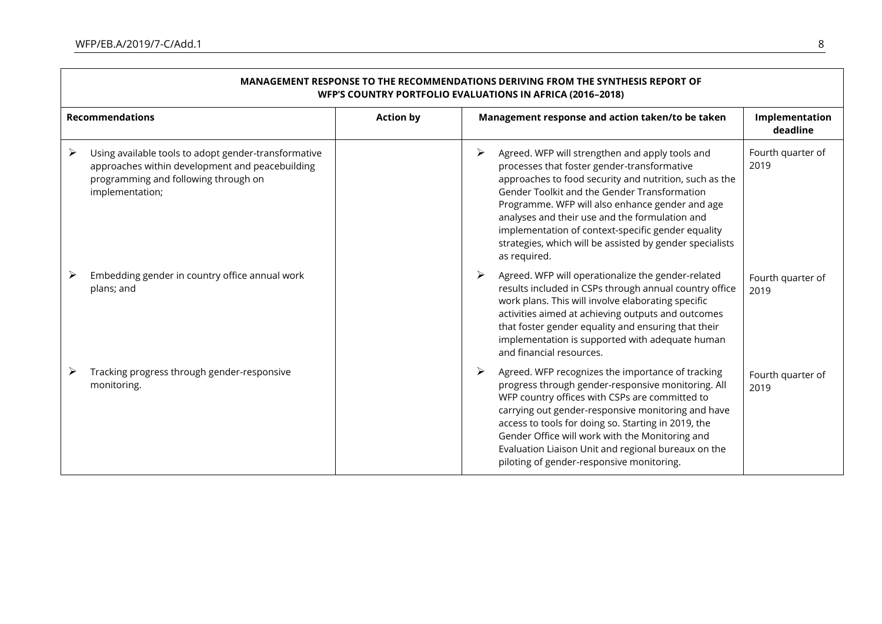| MANAGEMENT RESPONSE TO THE RECOMMENDATIONS DERIVING FROM THE SYNTHESIS REPORT OF WFP'S COUNTRY PORTFOLIO EVALUATIONS IN AFRICA (2016–2018) | | | |
|---|---|---|---|
| **Recommendations** | **Action by** | **Management response and action taken/to be taken** | **Implementation deadline** |
| ➢ Using available tools to adopt gender-transformative approaches within development and peacebuilding programming and following through on implementation; | | ➢ Agreed. WFP will strengthen and apply tools and processes that foster gender-transformative approaches to food security and nutrition, such as the Gender Toolkit and the Gender Transformation Programme. WFP will also enhance gender and age analyses and their use and the formulation and implementation of context-specific gender equality strategies, which will be assisted by gender specialists as required. | Fourth quarter of 2019 |
| ➢ Embedding gender in country office annual work plans; and | | ➢ Agreed. WFP will operationalize the gender-related results included in CSPs through annual country office work plans. This will involve elaborating specific activities aimed at achieving outputs and outcomes that foster gender equality and ensuring that their implementation is supported with adequate human and financial resources. | Fourth quarter of 2019 |
| ➢ Tracking progress through gender-responsive monitoring. | | ➢ Agreed. WFP recognizes the importance of tracking progress through gender-responsive monitoring. All WFP country offices with CSPs are committed to carrying out gender-responsive monitoring and have access to tools for doing so. Starting in 2019, the Gender Office will work with the Monitoring and Evaluation Liaison Unit and regional bureaux on the piloting of gender-responsive monitoring. | Fourth quarter of 2019 |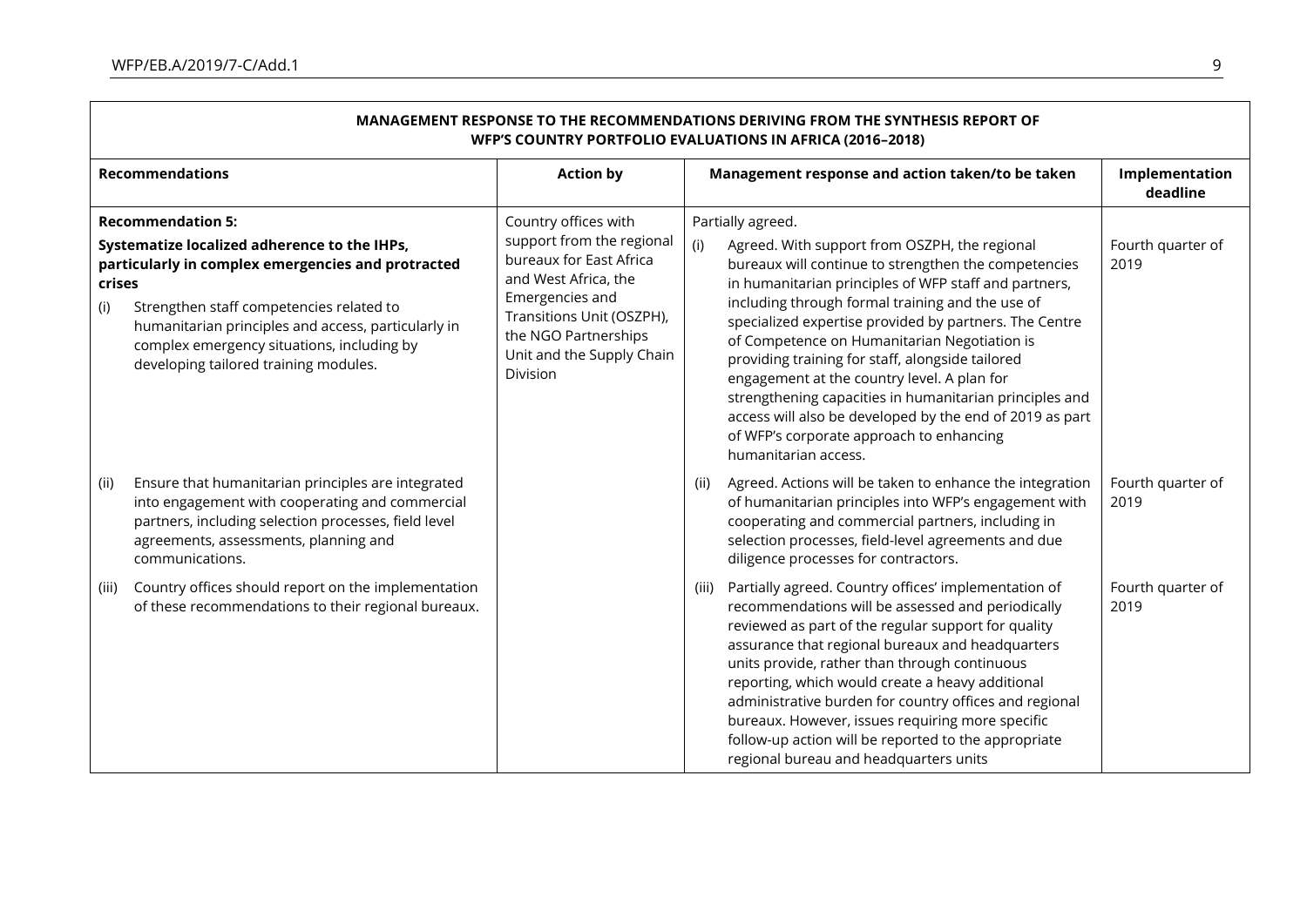| MANAGEMENT RESPONSE TO THE RECOMMENDATIONS DERIVING FROM THE SYNTHESIS REPORT OF WFP'S COUNTRY PORTFOLIO EVALUATIONS IN AFRICA (2016–2018) | | | |
|---|---|---|---|
| **Recommendations** | **Action by** | **Management response and action taken/to be taken** | **Implementation deadline** |
| **Recommendation 5:** **Systematize localized adherence to the IHPs, particularly in complex emergencies and protracted crises** (i) Strengthen staff competencies related to humanitarian principles and access, particularly in complex emergency situations, including by developing tailored training modules. | Country offices with support from the regional bureaux for East Africa and West Africa, the Emergencies and Transitions Unit (OSZPH), the NGO Partnerships Unit and the Supply Chain Division | Partially agreed. (i) Agreed. With support from OSZPH, the regional bureaux will continue to strengthen the competencies in humanitarian principles of WFP staff and partners, including through formal training and the use of specialized expertise provided by partners. The Centre of Competence on Humanitarian Negotiation is providing training for staff, alongside tailored engagement at the country level. A plan for strengthening capacities in humanitarian principles and access will also be developed by the end of 2019 as part of WFP's corporate approach to enhancing humanitarian access. | Fourth quarter of 2019 |
| (ii) Ensure that humanitarian principles are integrated into engagement with cooperating and commercial partners, including selection processes, field level agreements, assessments, planning and communications. | | (ii) Agreed. Actions will be taken to enhance the integration of humanitarian principles into WFP's engagement with cooperating and commercial partners, including in selection processes, field-level agreements and due diligence processes for contractors. | Fourth quarter of 2019 |
| (iii) Country offices should report on the implementation of these recommendations to their regional bureaux. | | (iii) Partially agreed. Country offices' implementation of recommendations will be assessed and periodically reviewed as part of the regular support for quality assurance that regional bureaux and headquarters units provide, rather than through continuous reporting, which would create a heavy additional administrative burden for country offices and regional bureaux. However, issues requiring more specific follow-up action will be reported to the appropriate regional bureau and headquarters units | Fourth quarter of 2019 |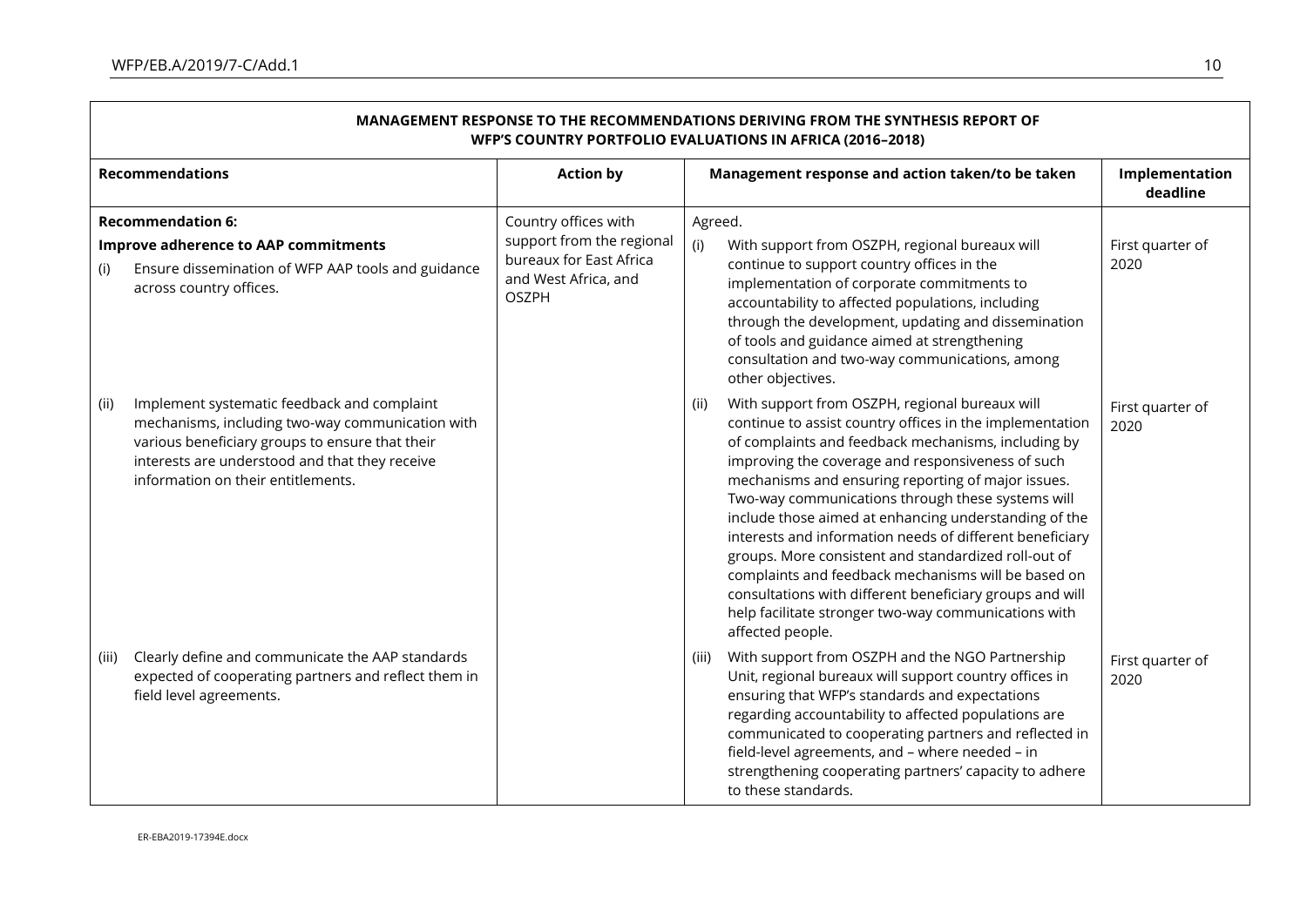| MANAGEMENT RESPONSE TO THE RECOMMENDATIONS DERIVING FROM THE SYNTHESIS REPORT OF WFP'S COUNTRY PORTFOLIO EVALUATIONS IN AFRICA (2016–2018) | | | |
|---|---|---|---|
| **Recommendations** | **Action by** | **Management response and action taken/to be taken** | **Implementation deadline** |
| **Recommendation 6:** **Improve adherence to AAP commitments** (i) Ensure dissemination of WFP AAP tools and guidance across country offices. | Country offices with support from the regional bureaux for East Africa and West Africa, and OSZPH | Agreed. (i) With support from OSZPH, regional bureaux will continue to support country offices in the implementation of corporate commitments to accountability to affected populations, including through the development, updating and dissemination of tools and guidance aimed at strengthening consultation and two-way communications, among other objectives. | First quarter of 2020 |
| (ii) Implement systematic feedback and complaint mechanisms, including two-way communication with various beneficiary groups to ensure that their interests are understood and that they receive information on their entitlements. | | (ii) With support from OSZPH, regional bureaux will continue to assist country offices in the implementation of complaints and feedback mechanisms, including by improving the coverage and responsiveness of such mechanisms and ensuring reporting of major issues. Two-way communications through these systems will include those aimed at enhancing understanding of the interests and information needs of different beneficiary groups. More consistent and standardized roll-out of complaints and feedback mechanisms will be based on consultations with different beneficiary groups and will help facilitate stronger two-way communications with affected people. | First quarter of 2020 |
| (iii) Clearly define and communicate the AAP standards expected of cooperating partners and reflect them in field level agreements. | | (iii) With support from OSZPH and the NGO Partnership Unit, regional bureaux will support country offices in ensuring that WFP's standards and expectations regarding accountability to affected populations are communicated to cooperating partners and reflected in field-level agreements, and – where needed – in strengthening cooperating partners' capacity to adhere to these standards. | First quarter of 2020 |